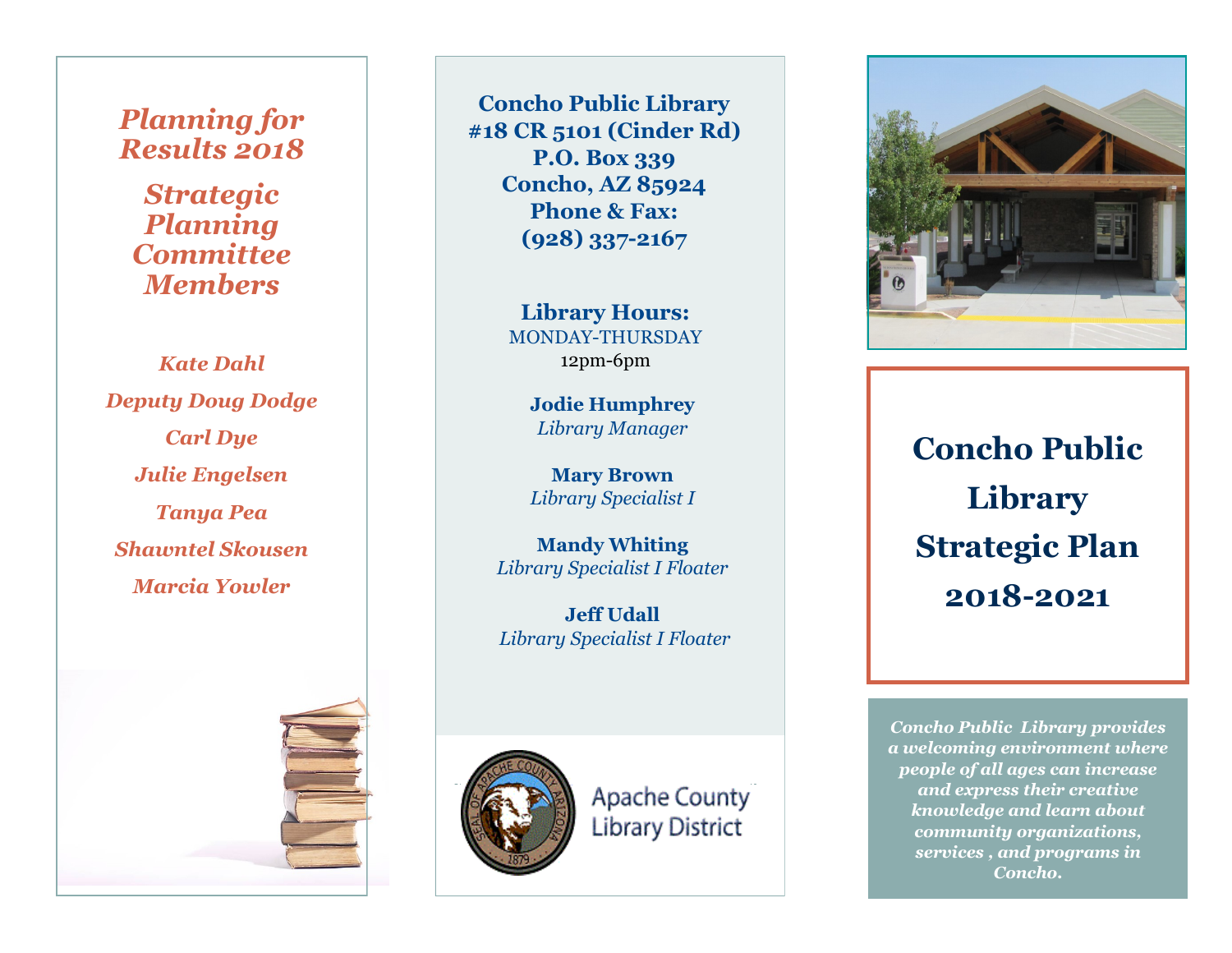## Planning for Results 2018

## Strategic Planning Committee Members

*Kate Dahl*

*Deputy Doug Dodge*

*Carl Dye*

*Julie Engelsen*

*Tanya Pea*

*Shawntel Skousen*

*Marcia Yowler*

**Concho Public Library**
**#18 CR 5101 (Cinder Rd)**
**P.O. Box 339**
**Concho, AZ 85924**
**Phone & Fax:**
**(928) 337-2167**

**Library Hours:**
MONDAY-THURSDAY
12pm-6pm

**Jodie Humphrey**
*Library Manager*

**Mary Brown**
*Library Specialist I*

**Mandy Whiting**
*Library Specialist I Floater*

**Jeff Udall**
*Library Specialist I Floater*

Apache County Library District

# Concho Public Library Strategic Plan 2018-2021

***Concho Public Library provides a welcoming environment where people of all ages can increase and express their creative knowledge and learn about community organizations, services , and programs in Concho.***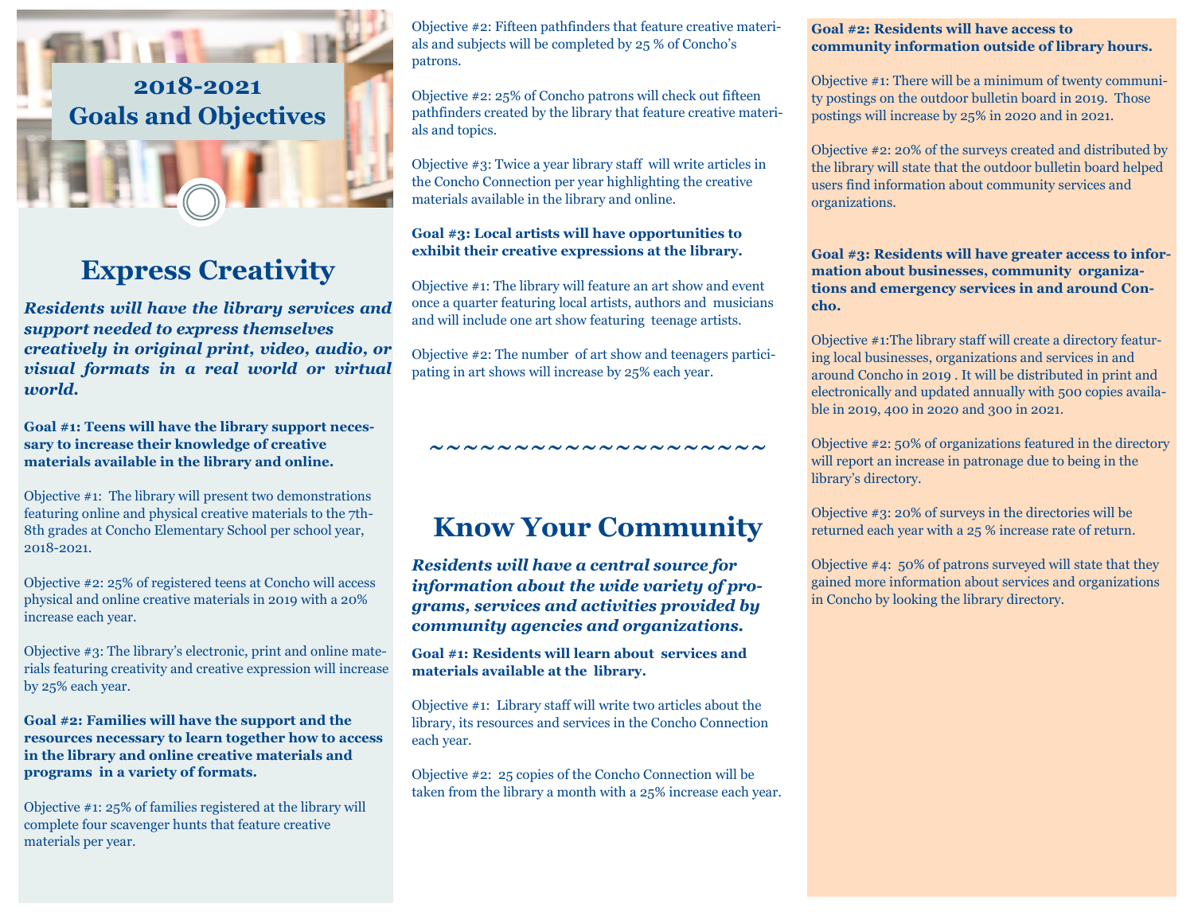# 2018-2021 Goals and Objectives

## Express Creativity

***Residents will have the library services and support needed to express themselves creatively in original print, video, audio, or visual formats in a real world or virtual world.***

**Goal #1: Teens will have the library support necessary to increase their knowledge of creative materials available in the library and online.**

Objective #1: The library will present two demonstrations featuring online and physical creative materials to the 7th-8th grades at Concho Elementary School per school year, 2018-2021.

Objective #2: 25% of registered teens at Concho will access physical and online creative materials in 2019 with a 20% increase each year.

Objective #3: The library's electronic, print and online materials featuring creativity and creative expression will increase by 25% each year.

**Goal #2: Families will have the support and the resources necessary to learn together how to access in the library and online creative materials and programs in a variety of formats.**

Objective #1: 25% of families registered at the library will complete four scavenger hunts that feature creative materials per year.

Objective #2: Fifteen pathfinders that feature creative materials and subjects will be completed by 25 % of Concho's patrons.

Objective #2: 25% of Concho patrons will check out fifteen pathfinders created by the library that feature creative materials and topics.

Objective #3: Twice a year library staff will write articles in the Concho Connection per year highlighting the creative materials available in the library and online.

**Goal #3: Local artists will have opportunities to exhibit their creative expressions at the library.**

Objective #1: The library will feature an art show and event once a quarter featuring local artists, authors and musicians and will include one art show featuring teenage artists.

Objective #2: The number of art show and teenagers participating in art shows will increase by 25% each year.

~~~~~~~~~~~~~~~~~~~~~

## Know Your Community

***Residents will have a central source for information about the wide variety of programs, services and activities provided by community agencies and organizations.***

**Goal #1: Residents will learn about services and materials available at the library.**

Objective #1: Library staff will write two articles about the library, its resources and services in the Concho Connection each year.

Objective #2: 25 copies of the Concho Connection will be taken from the library a month with a 25% increase each year.

**Goal #2: Residents will have access to community information outside of library hours.**

Objective #1: There will be a minimum of twenty community postings on the outdoor bulletin board in 2019. Those postings will increase by 25% in 2020 and in 2021.

Objective #2: 20% of the surveys created and distributed by the library will state that the outdoor bulletin board helped users find information about community services and organizations.

**Goal #3: Residents will have greater access to information about businesses, community organizations and emergency services in and around Concho.**

Objective #1:The library staff will create a directory featuring local businesses, organizations and services in and around Concho in 2019 . It will be distributed in print and electronically and updated annually with 500 copies available in 2019, 400 in 2020 and 300 in 2021.

Objective #2: 50% of organizations featured in the directory will report an increase in patronage due to being in the library's directory.

Objective #3: 20% of surveys in the directories will be returned each year with a 25 % increase rate of return.

Objective #4: 50% of patrons surveyed will state that they gained more information about services and organizations in Concho by looking the library directory.